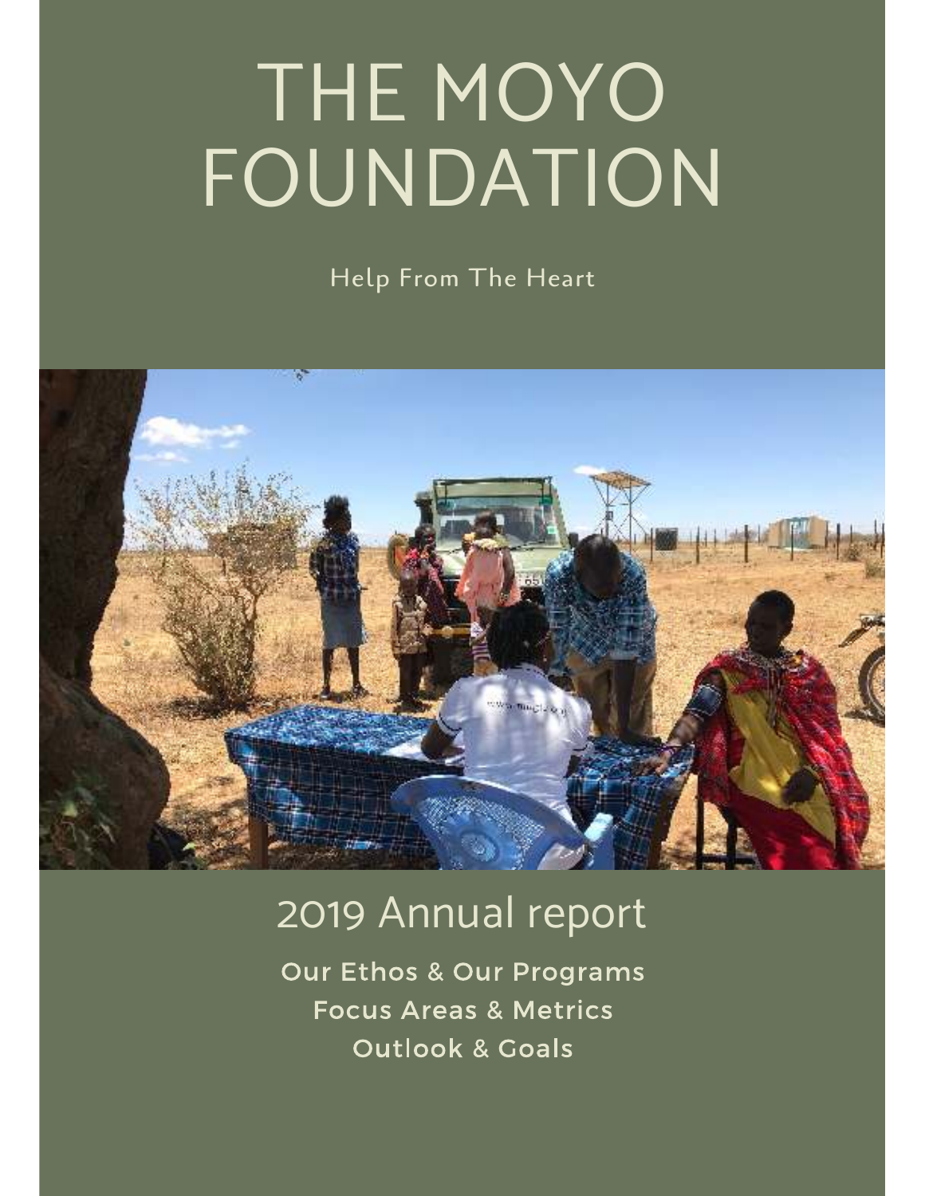# THE MOYO FOUNDATION

Help From The Heart

## 2019 Annual report

Our Ethos & Our Programs
Focus Areas & Metrics
Outlook & Goals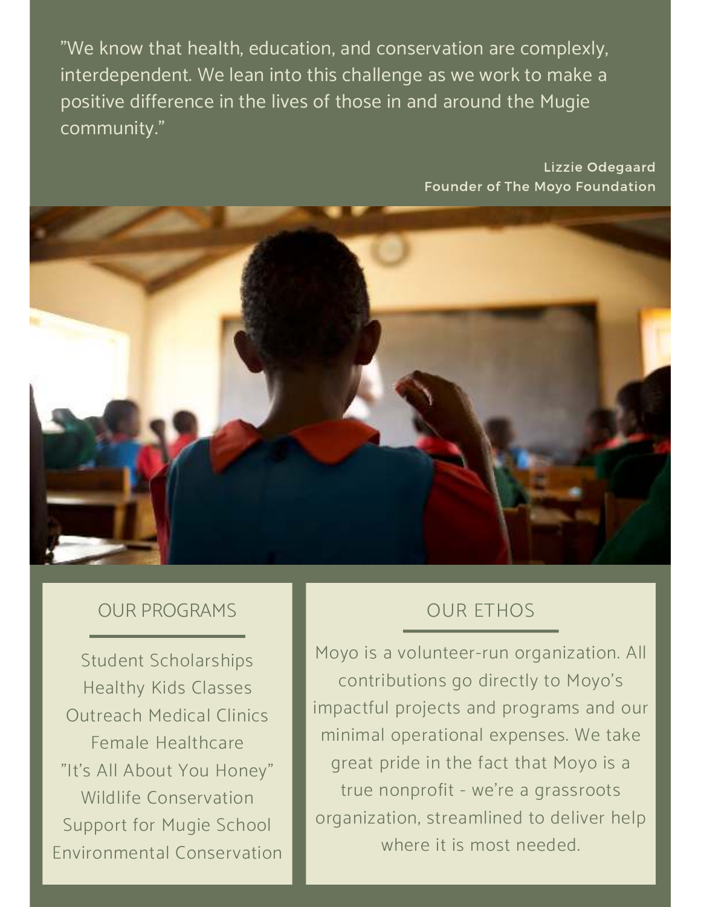"We know that health, education, and conservation are complexly, interdependent. We lean into this challenge as we work to make a positive difference in the lives of those in and around the Mugie community."

**Lizzie Odegaard**
**Founder of The Moyo Foundation**

## OUR PROGRAMS

Student Scholarships
Healthy Kids Classes
Outreach Medical Clinics
Female Healthcare
"It's All About You Honey"
Wildlife Conservation
Support for Mugie School
Environmental Conservation

## OUR ETHOS

Moyo is a volunteer-run organization. All contributions go directly to Moyo's impactful projects and programs and our minimal operational expenses. We take great pride in the fact that Moyo is a true nonprofit - we're a grassroots organization, streamlined to deliver help where it is most needed.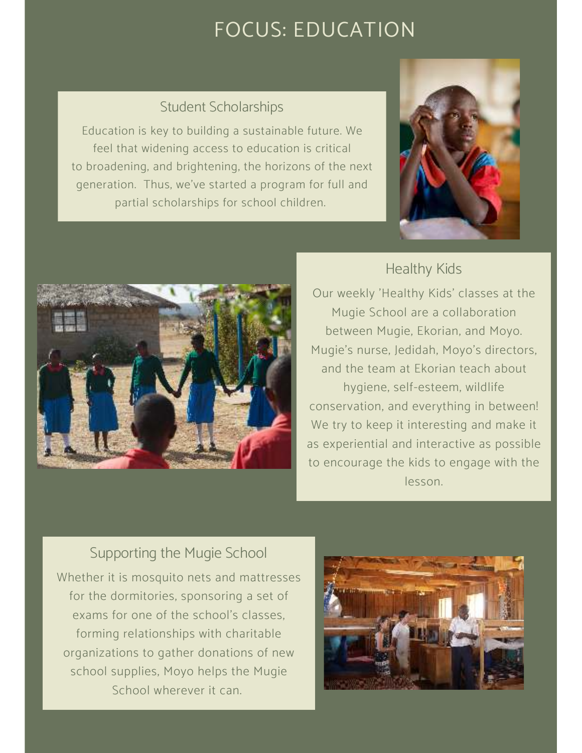# FOCUS: EDUCATION

## Student Scholarships

Education is key to building a sustainable future. We feel that widening access to education is critical to broadening, and brightening, the horizons of the next generation. Thus, we've started a program for full and partial scholarships for school children.

## Healthy Kids

Our weekly 'Healthy Kids' classes at the Mugie School are a collaboration between Mugie, Ekorian, and Moyo. Mugie's nurse, Jedidah, Moyo's directors, and the team at Ekorian teach about hygiene, self-esteem, wildlife conservation, and everything in between! We try to keep it interesting and make it as experiential and interactive as possible to encourage the kids to engage with the lesson.

## Supporting the Mugie School

Whether it is mosquito nets and mattresses for the dormitories, sponsoring a set of exams for one of the school's classes, forming relationships with charitable organizations to gather donations of new school supplies, Moyo helps the Mugie School wherever it can.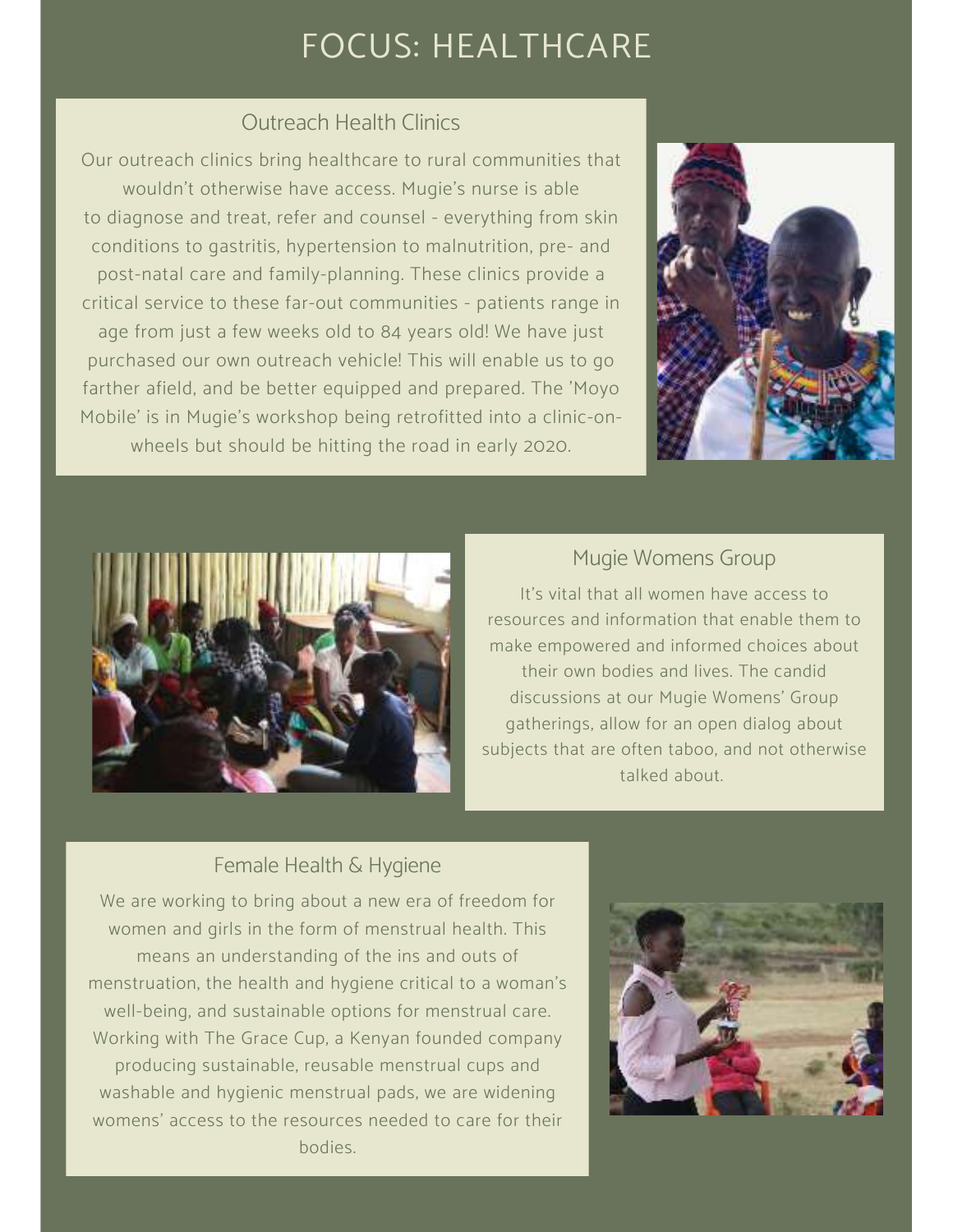# FOCUS: HEALTHCARE

## Outreach Health Clinics

Our outreach clinics bring healthcare to rural communities that wouldn't otherwise have access. Mugie's nurse is able to diagnose and treat, refer and counsel - everything from skin conditions to gastritis, hypertension to malnutrition, pre- and post-natal care and family-planning. These clinics provide a critical service to these far-out communities - patients range in age from just a few weeks old to 84 years old! We have just purchased our own outreach vehicle! This will enable us to go farther afield, and be better equipped and prepared. The 'Moyo Mobile' is in Mugie's workshop being retrofitted into a clinic-on-wheels but should be hitting the road in early 2020.

## Mugie Womens Group

It's vital that all women have access to resources and information that enable them to make empowered and informed choices about their own bodies and lives. The candid discussions at our Mugie Womens' Group gatherings, allow for an open dialog about subjects that are often taboo, and not otherwise talked about.

## Female Health & Hygiene

We are working to bring about a new era of freedom for women and girls in the form of menstrual health. This means an understanding of the ins and outs of menstruation, the health and hygiene critical to a woman's well-being, and sustainable options for menstrual care. Working with The Grace Cup, a Kenyan founded company producing sustainable, reusable menstrual cups and washable and hygienic menstrual pads, we are widening womens' access to the resources needed to care for their bodies.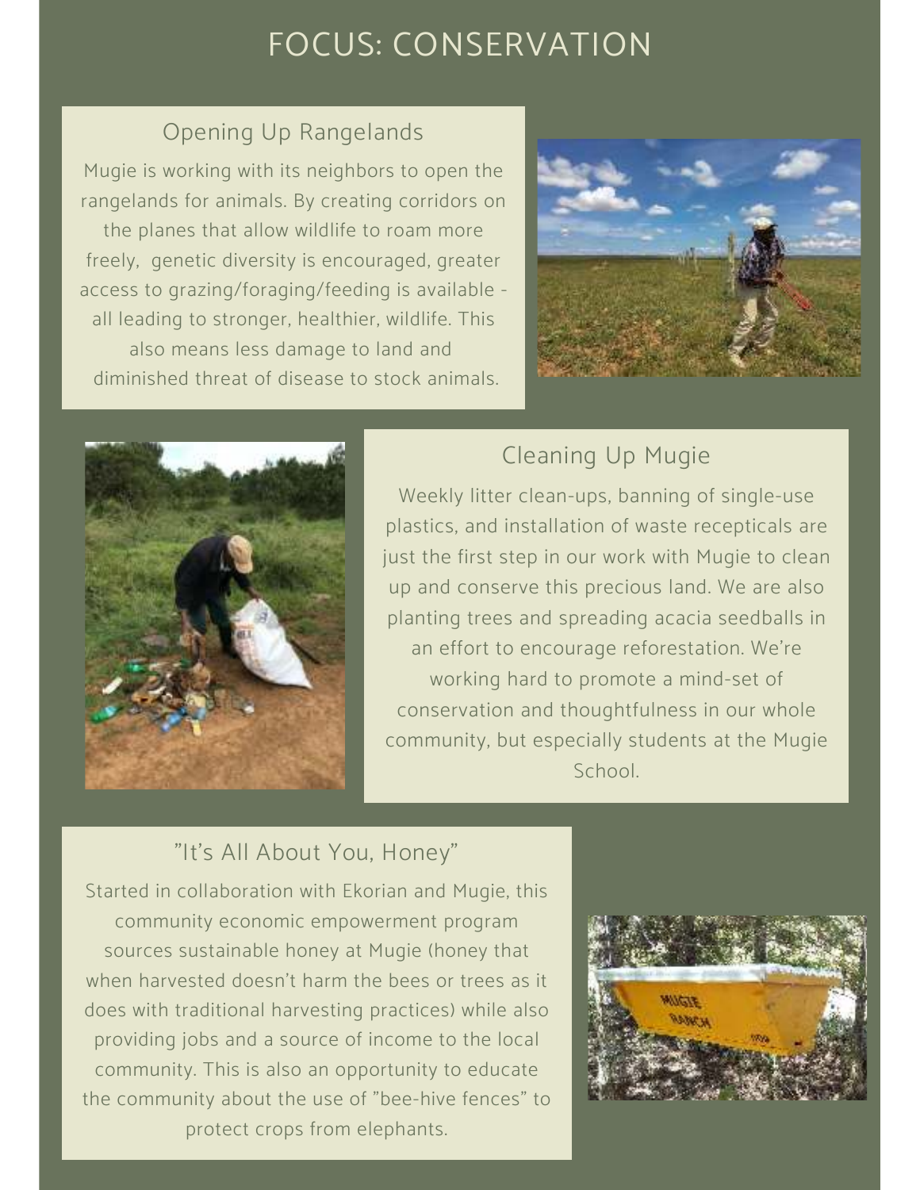# FOCUS: CONSERVATION

## Opening Up Rangelands

Mugie is working with its neighbors to open the rangelands for animals. By creating corridors on the planes that allow wildlife to roam more freely, genetic diversity is encouraged, greater access to grazing/foraging/feeding is available - all leading to stronger, healthier, wildlife. This also means less damage to land and diminished threat of disease to stock animals.

## Cleaning Up Mugie

Weekly litter clean-ups, banning of single-use plastics, and installation of waste recepticals are just the first step in our work with Mugie to clean up and conserve this precious land. We are also planting trees and spreading acacia seedballs in an effort to encourage reforestation. We're working hard to promote a mind-set of conservation and thoughtfulness in our whole community, but especially students at the Mugie School.

## "It's All About You, Honey"

Started in collaboration with Ekorian and Mugie, this community economic empowerment program sources sustainable honey at Mugie (honey that when harvested doesn't harm the bees or trees as it does with traditional harvesting practices) while also providing jobs and a source of income to the local community. This is also an opportunity to educate the community about the use of "bee-hive fences" to protect crops from elephants.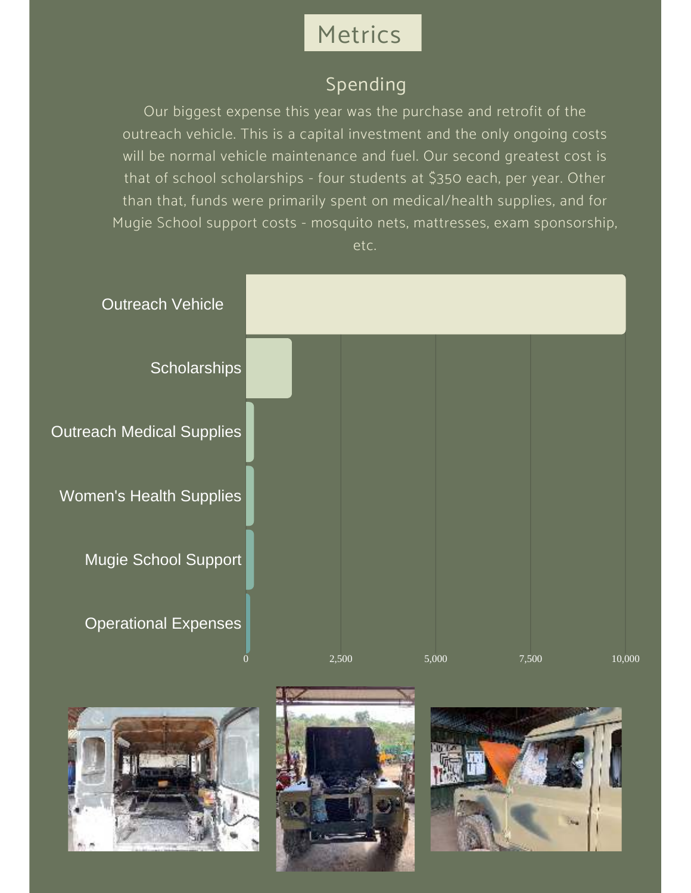# Metrics

## Spending

Our biggest expense this year was the purchase and retrofit of the outreach vehicle. This is a capital investment and the only ongoing costs will be normal vehicle maintenance and fuel. Our second greatest cost is that of school scholarships - four students at $350 each, per year. Other than that, funds were primarily spent on medical/health supplies, and for Mugie School support costs - mosquito nets, mattresses, exam sponsorship, etc.

Outreach Vehicle

Scholarships

Outreach Medical Supplies

Women's Health Supplies

Mugie School Support

Operational Expenses

0 2,500 5,000 7,500 10,000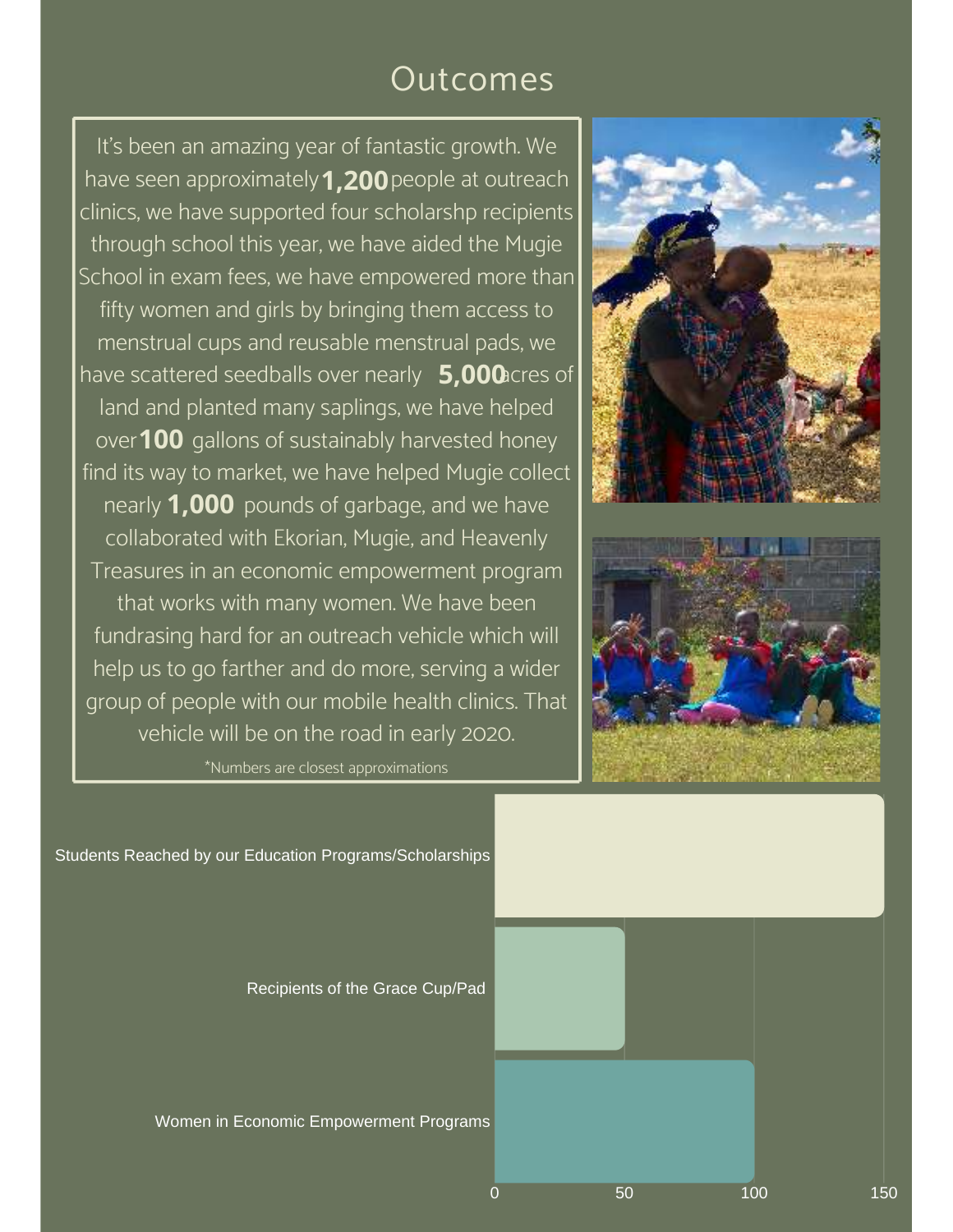# Outcomes

It's been an amazing year of fantastic growth. We have seen approximately **1,200** people at outreach clinics, we have supported four scholarshp recipients through school this year, we have aided the Mugie School in exam fees, we have empowered more than fifty women and girls by bringing them access to menstrual cups and reusable menstrual pads, we have scattered seedballs over nearly **5,000** acres of land and planted many saplings, we have helped over **100** gallons of sustainably harvested honey find its way to market, we have helped Mugie collect nearly **1,000** pounds of garbage, and we have collaborated with Ekorian, Mugie, and Heavenly Treasures in an economic empowerment program that works with many women. We have been fundrasing hard for an outreach vehicle which will help us to go farther and do more, serving a wider group of people with our mobile health clinics. That vehicle will be on the road in early 2020.

*Numbers are closest approximations

| Category | Value |
|---|---|
| Students Reached by our Education Programs/Scholarships | 150 |
| Recipients of the Grace Cup/Pad | 50 |
| Women in Economic Empowerment Programs | 100 |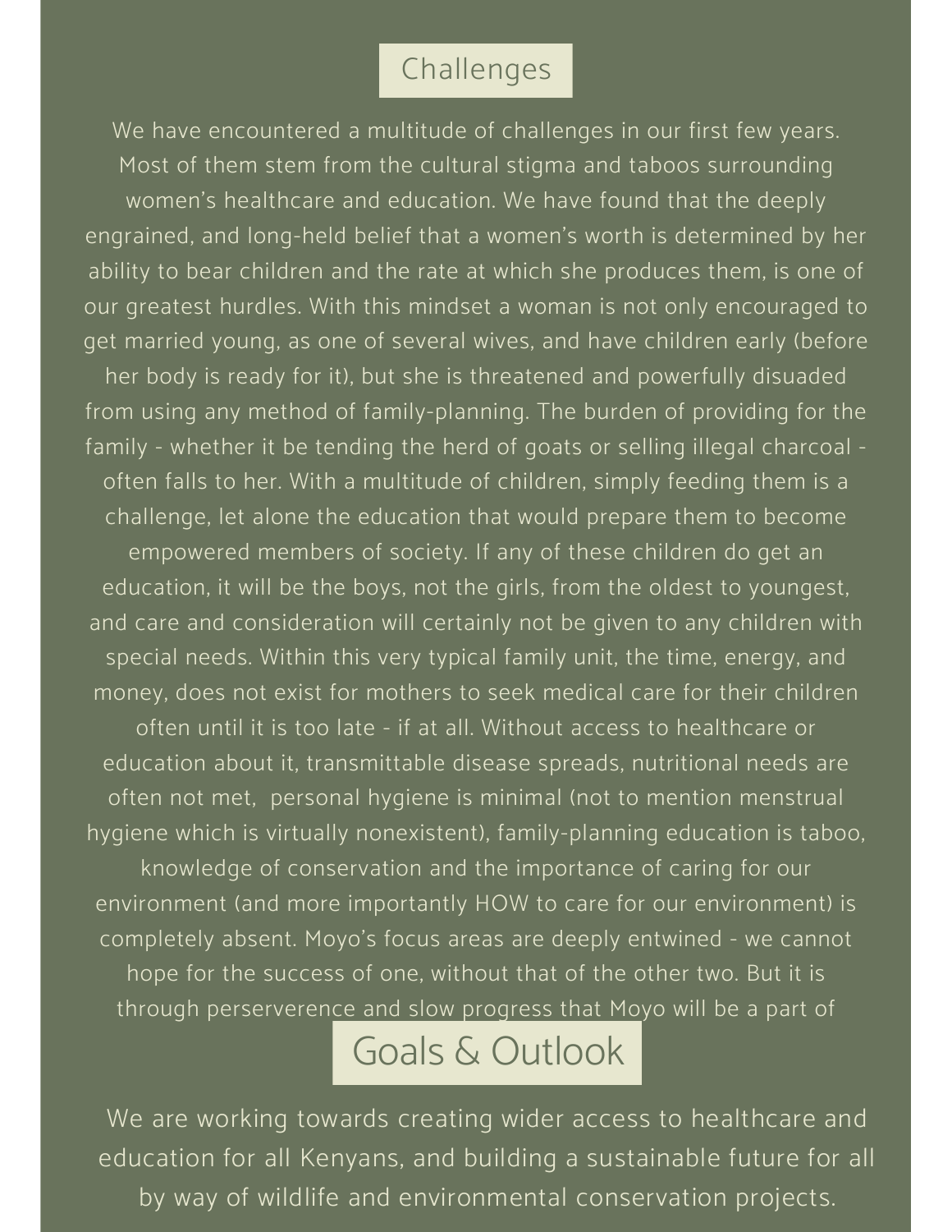## Challenges

We have encountered a multitude of challenges in our first few years. Most of them stem from the cultural stigma and taboos surrounding women's healthcare and education. We have found that the deeply engrained, and long-held belief that a women's worth is determined by her ability to bear children and the rate at which she produces them, is one of our greatest hurdles. With this mindset a woman is not only encouraged to get married young, as one of several wives, and have children early (before her body is ready for it), but she is threatened and powerfully disuaded from using any method of family-planning. The burden of providing for the family - whether it be tending the herd of goats or selling illegal charcoal - often falls to her. With a multitude of children, simply feeding them is a challenge, let alone the education that would prepare them to become empowered members of society. If any of these children do get an education, it will be the boys, not the girls, from the oldest to youngest, and care and consideration will certainly not be given to any children with special needs. Within this very typical family unit, the time, energy, and money, does not exist for mothers to seek medical care for their children often until it is too late - if at all. Without access to healthcare or education about it, transmittable disease spreads, nutritional needs are often not met, personal hygiene is minimal (not to mention menstrual hygiene which is virtually nonexistent), family-planning education is taboo, knowledge of conservation and the importance of caring for our environment (and more importantly HOW to care for our environment) is completely absent. Moyo's focus areas are deeply entwined - we cannot hope for the success of one, without that of the other two. But it is through perserverence and slow progress that Moyo will be a part of

## Goals & Outlook

We are working towards creating wider access to healthcare and education for all Kenyans, and building a sustainable future for all by way of wildlife and environmental conservation projects.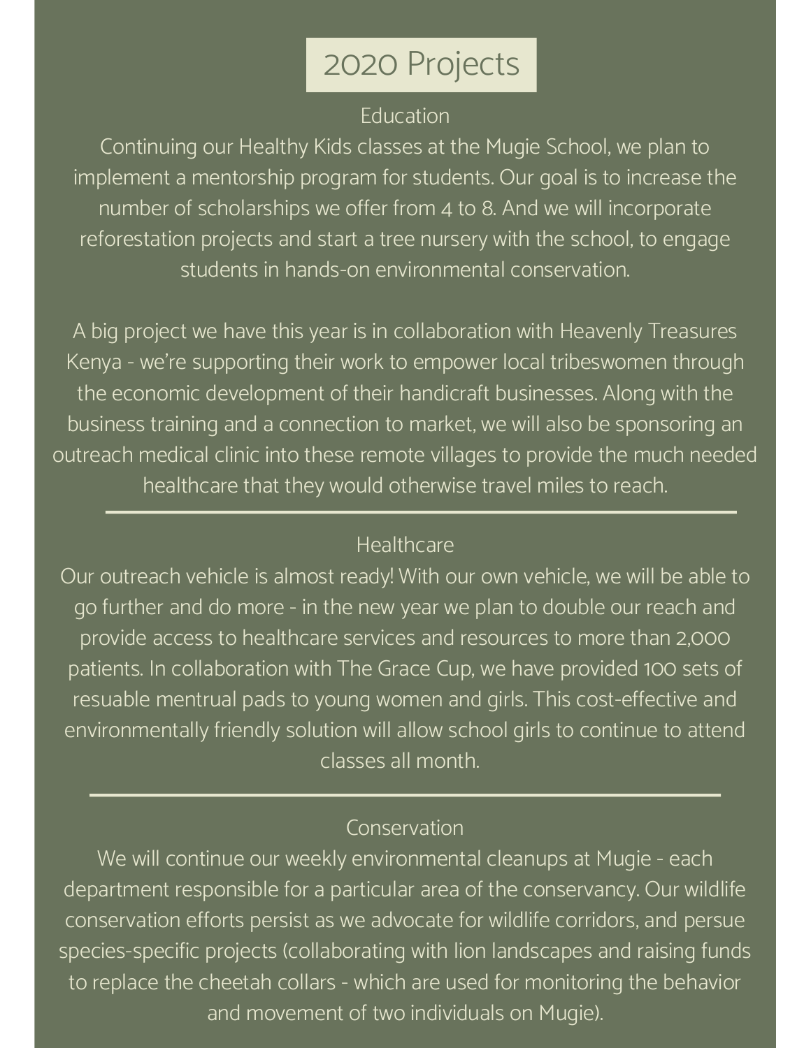# 2020 Projects

## Education

Continuing our Healthy Kids classes at the Mugie School, we plan to implement a mentorship program for students. Our goal is to increase the number of scholarships we offer from 4 to 8. And we will incorporate reforestation projects and start a tree nursery with the school, to engage students in hands-on environmental conservation.

A big project we have this year is in collaboration with Heavenly Treasures Kenya - we're supporting their work to empower local tribeswomen through the economic development of their handicraft businesses. Along with the business training and a connection to market, we will also be sponsoring an outreach medical clinic into these remote villages to provide the much needed healthcare that they would otherwise travel miles to reach.

---

## Healthcare

Our outreach vehicle is almost ready! With our own vehicle, we will be able to go further and do more - in the new year we plan to double our reach and provide access to healthcare services and resources to more than 2,000 patients. In collaboration with The Grace Cup, we have provided 100 sets of resuable mentrual pads to young women and girls. This cost-effective and environmentally friendly solution will allow school girls to continue to attend classes all month.

---

## Conservation

We will continue our weekly environmental cleanups at Mugie - each department responsible for a particular area of the conservancy. Our wildlife conservation efforts persist as we advocate for wildlife corridors, and persue species-specific projects (collaborating with lion landscapes and raising funds to replace the cheetah collars - which are used for monitoring the behavior and movement of two individuals on Mugie).